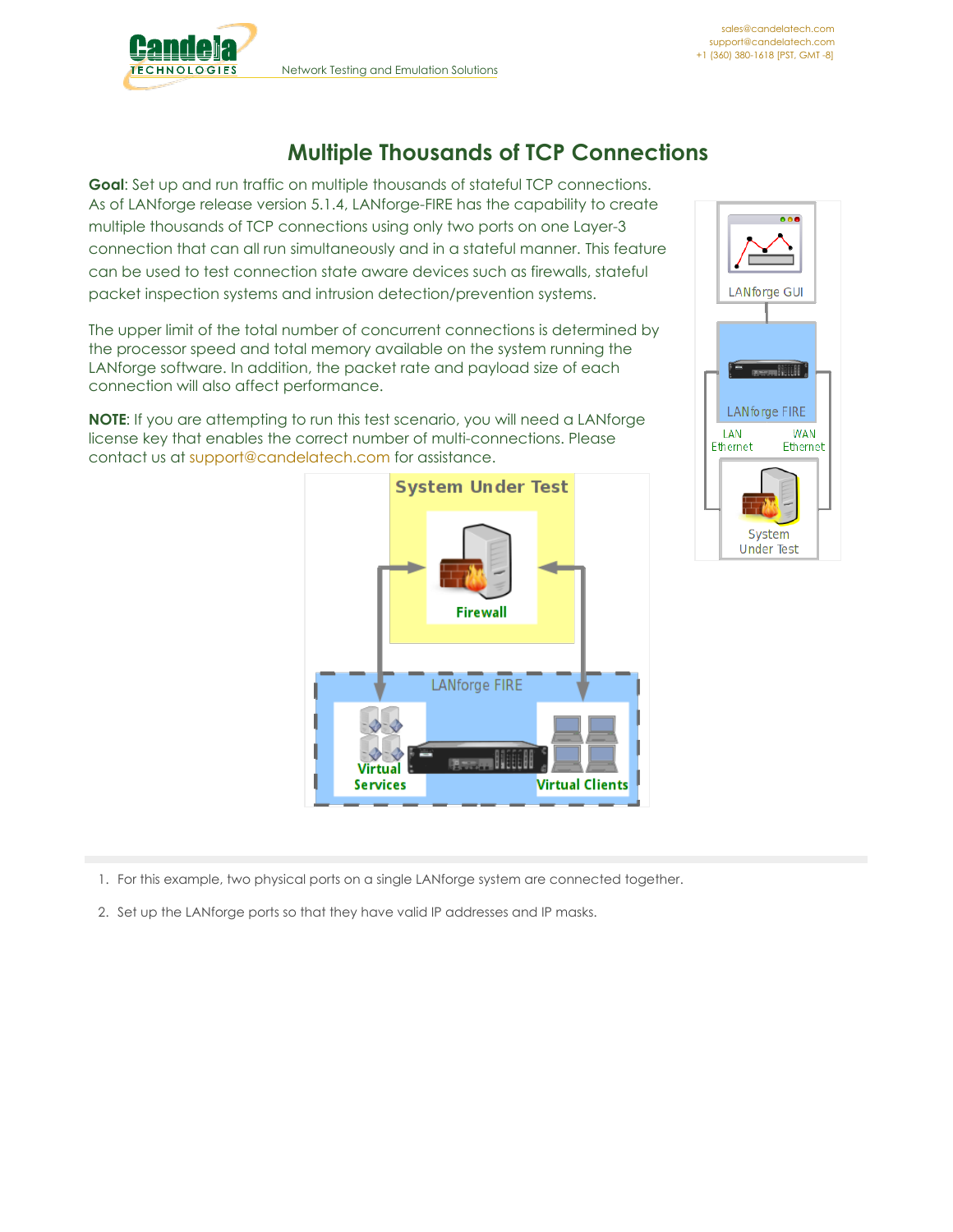# Multiple Thousands of TCP Connections

**Goal**: Set up and run traffic on multiple thousands of stateful TCP connections. As of LANforge release version 5.1.4, LANforge-FIRE has the capability to create multiple thousands of TCP connections using only two ports on one Layer-3 connection that can all run simultaneously and in a stateful manner. This feature can be used to test connection state aware devices such as firewalls, stateful packet inspection systems and intrusion detection/prevention systems.

The upper limit of the total number of concurrent connections is determined by the processor speed and total memory available on the system running the LANforge software. In addition, the packet rate and payload size of each connection will also affect performance.

**NOTE**: If you are attempting to run this test scenario, you will need a LANforge license key that enables the correct number of multi-connections. Please contact us at support@candelatech.com for assistance.

1. For this example, two physical ports on a single LANforge system are connected together.
2. Set up the LANforge ports so that they have valid IP addresses and IP masks.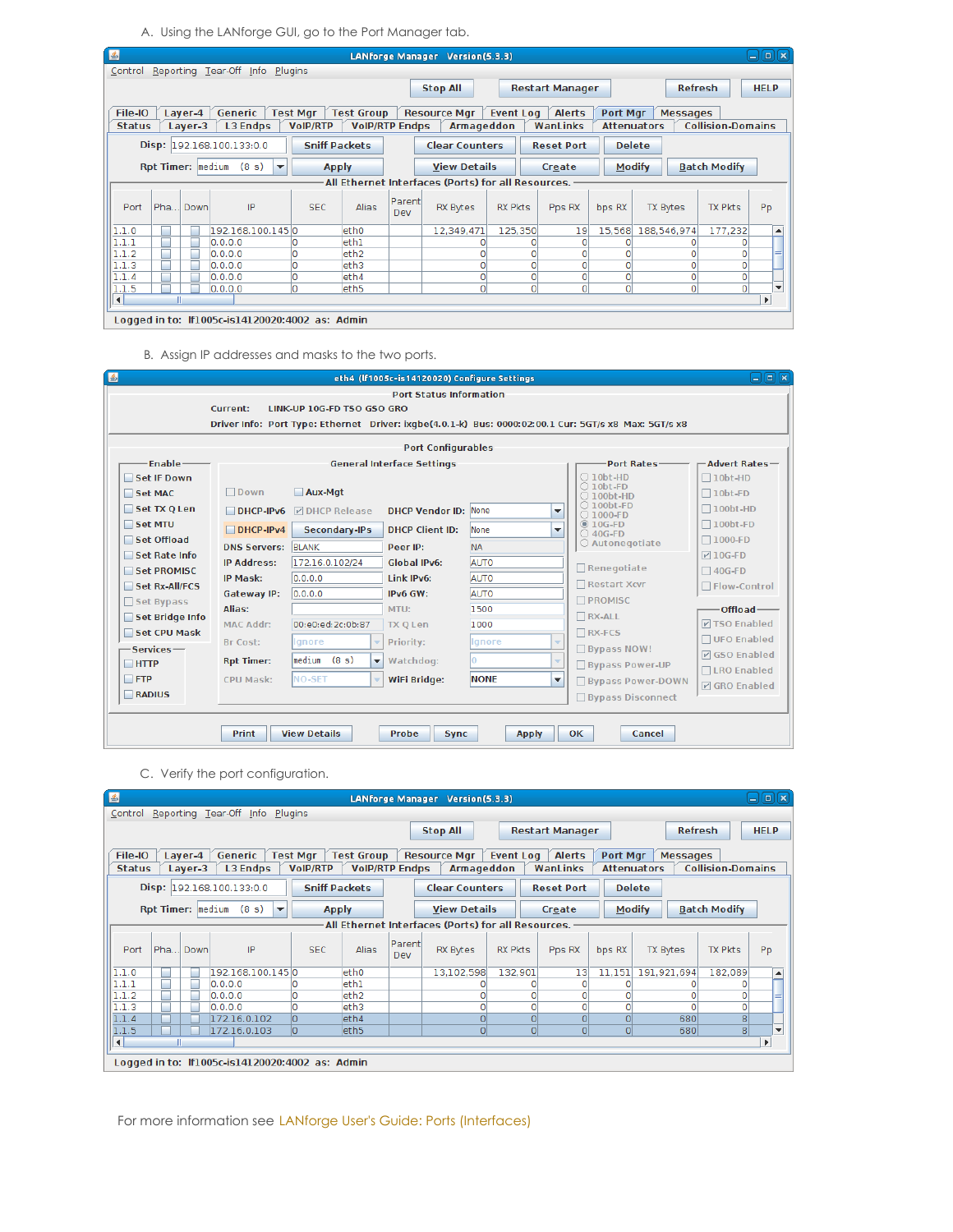A. Using the LANforge GUI, go to the Port Manager tab.

LANforge Manager Version(5.3.3)

Control Reporting Tear-Off Info Plugins

Stop All | Restart Manager | Refresh | HELP

File-IO | Layer-4 | Generic | Test Mgr | Test Group | Resource Mgr | Event Log | Alerts | Port Mgr | Messages
Status | Layer-3 | L3 Endps | VoIP/RTP | VoIP/RTP Endps | Armageddon | WanLinks | Attenuators | Collision-Domains

Disp: 192.168.100.133:0.0 | Sniff Packets | Clear Counters | Reset Port | Delete

Rpt Timer: medium (8 s) | Apply | View Details | Create | Modify | Batch Modify

All Ethernet Interfaces (Ports) for all Resources.

| Port | Pha... | Down | IP | SEC | Alias | Parent Dev | RX Bytes | RX Pkts | Pps RX | bps RX | TX Bytes | TX Pkts | Pp |
|---|---|---|---|---|---|---|---|---|---|---|---|---|---|
| 1.1.0 | | | 192.168.100.145 | 0 | eth0 | | 12,349,471 | 125,350 | 19 | 15,568 | 188,546,974 | 177,232 | |
| 1.1.1 | | | 0.0.0.0 | 0 | eth1 | | 0 | 0 | 0 | 0 | 0 | 0 | |
| 1.1.2 | | | 0.0.0.0 | 0 | eth2 | | 0 | 0 | 0 | 0 | 0 | 0 | |
| 1.1.3 | | | 0.0.0.0 | 0 | eth3 | | 0 | 0 | 0 | 0 | 0 | 0 | |
| 1.1.4 | | | 0.0.0.0 | 0 | eth4 | | 0 | 0 | 0 | 0 | 0 | 0 | |
| 1.1.5 | | | 0.0.0.0 | 0 | eth5 | | 0 | 0 | 0 | 0 | 0 | 0 | |

Logged in to: lf1005c-is14120020:4002 as: Admin

B. Assign IP addresses and masks to the two ports.

eth4 (lf1005c-is14120020) Configure Settings

Port Status Information

Current: LINK-UP 10G-FD TSO GSO GRO

Driver Info: Port Type: Ethernet Driver: ixgbe(4.0.1-k) Bus: 0000:02:00.1 Cur: 5GT/s x8 Max: 5GT/s x8

Port Configurables

Enable: Set IF Down, Set MAC, Set TX Q Len, Set MTU, Set Offload, Set Rate Info, Set PROMISC, Set Rx-All/FCS, Set Bypass, Set Bridge Info, Set CPU Mask

Services: HTTP, FTP, RADIUS

General Interface Settings

- Down | Aux-Mgt
- DHCP-IPv6 | DHCP Release | DHCP Vendor ID: None
- DHCP-IPv4 | Secondary-IPs | DHCP Client ID: None
- DNS Servers: BLANK | Peer IP: NA
- IP Address: 172.16.0.102/24 | Global IPv6: AUTO
- IP Mask: 0.0.0.0 | Link IPv6: AUTO
- Gateway IP: 0.0.0.0 | IPv6 GW: AUTO
- Alias: | MTU: 1500
- MAC Addr: 00:e0:ed:2c:0b:87 | TX Q Len: 1000
- Br Cost: Ignore | Priority: Ignore
- Rpt Timer: medium (8 s) | Watchdog: 0
- CPU Mask: NO-SET | WiFi Bridge: NONE

Port Rates: 10bt-HD, 10bt-FD, 100bt-HD, 100bt-FD, 1000-FD, 10G-FD, 40G-FD, Autonegotiate

Renegotiate, Restart Xcvr, PROMISC, RX-ALL, RX-FCS, Bypass NOW!, Bypass Power-UP, Bypass Power-DOWN, Bypass Disconnect

Advert Rates: 10bt-HD, 10bt-FD, 100bt-HD, 100bt-FD, 1000-FD, 10G-FD, 40G-FD, Flow-Control

Offload: TSO Enabled, UFO Enabled, GSO Enabled, LRO Enabled, GRO Enabled

Print | View Details | Probe | Sync | Apply | OK | Cancel

C. Verify the port configuration.

LANforge Manager Version(5.3.3)

All Ethernet Interfaces (Ports) for all Resources.

| Port | Pha... | Down | IP | SEC | Alias | Parent Dev | RX Bytes | RX Pkts | Pps RX | bps RX | TX Bytes | TX Pkts | Pp |
|---|---|---|---|---|---|---|---|---|---|---|---|---|---|
| 1.1.0 | | | 192.168.100.145 | 0 | eth0 | | 13,102,598 | 132,901 | 13 | 11,151 | 191,921,694 | 182,089 | |
| 1.1.1 | | | 0.0.0.0 | 0 | eth1 | | 0 | 0 | 0 | 0 | 0 | 0 | |
| 1.1.2 | | | 0.0.0.0 | 0 | eth2 | | 0 | 0 | 0 | 0 | 0 | 0 | |
| 1.1.3 | | | 0.0.0.0 | 0 | eth3 | | 0 | 0 | 0 | 0 | 0 | 0 | |
| 1.1.4 | | | 172.16.0.102 | 0 | eth4 | | 0 | 0 | 0 | 0 | 680 | 8 | |
| 1.1.5 | | | 172.16.0.103 | 0 | eth5 | | 0 | 0 | 0 | 0 | 580 | 8 | |

Logged in to: lf1005c-is14120020:4002 as: Admin

For more information see LANforge User's Guide: Ports (Interfaces)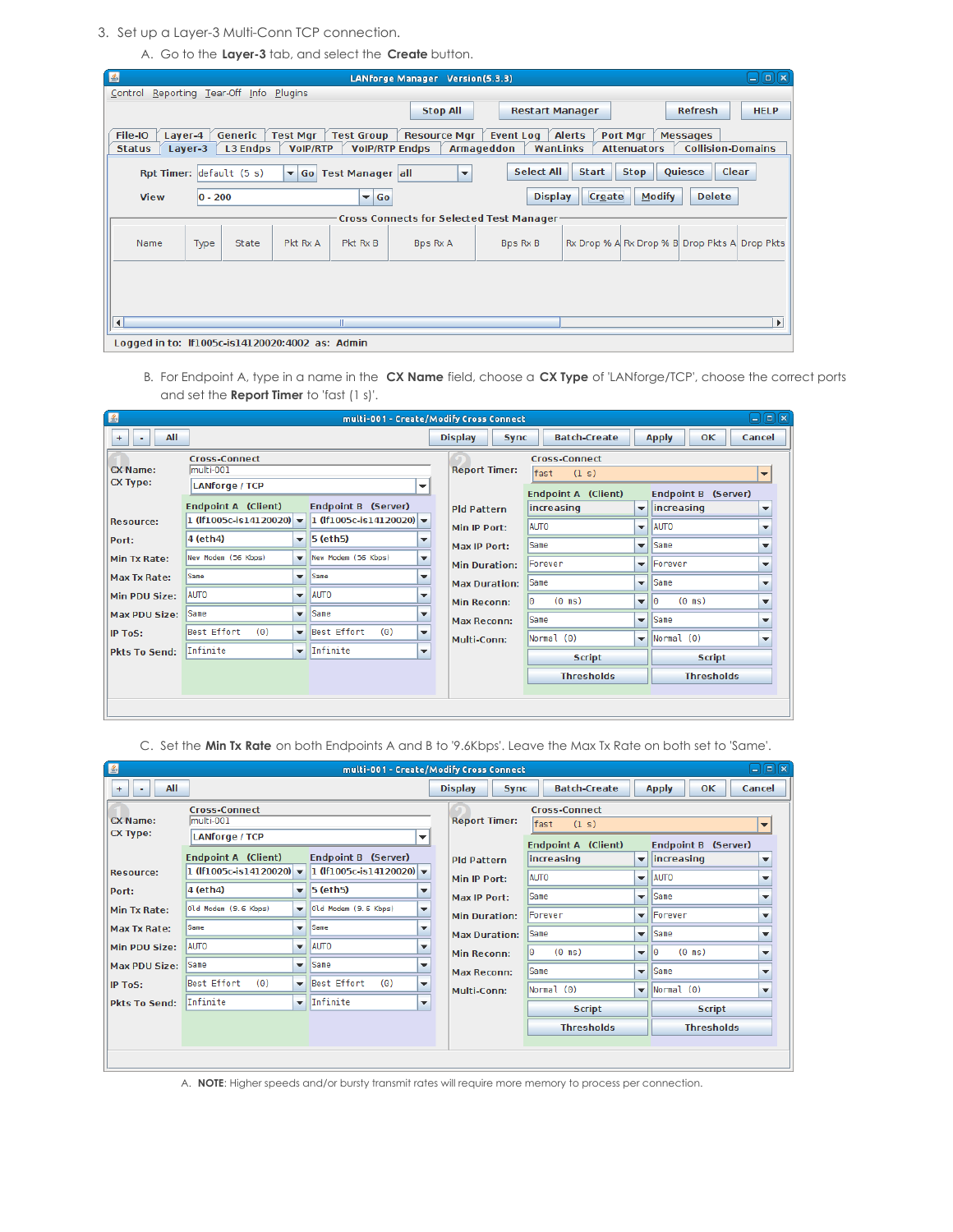3. Set up a Layer-3 Multi-Conn TCP connection.

   A. Go to the **Layer-3** tab, and select the **Create** button.

   B. For Endpoint A, type in a name in the **CX Name** field, choose a **CX Type** of 'LANforge/TCP', choose the correct ports and set the **Report Timer** to 'fast (1 s)'.

   C. Set the **Min Tx Rate** on both Endpoints A and B to '9.6Kbps'. Leave the Max Tx Rate on both set to 'Same'.

      A. **NOTE**: Higher speeds and/or bursty transmit rates will require more memory to process per connection.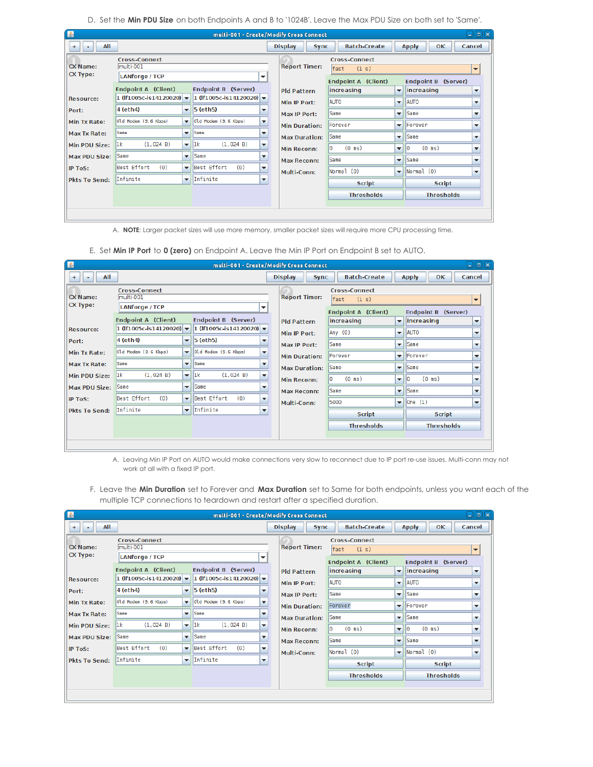D. Set the **Min PDU Size** on both Endpoints A and B to '1024B'. Leave the Max PDU Size on both set to 'Same'.

A. **NOTE**: Larger packet sizes will use more memory, smaller packet sizes will require more CPU processing time.

E. Set **Min IP Port** to **0 (zero)** on Endpoint A. Leave the Min IP Port on Endpoint B set to AUTO.

A. Leaving Min IP Port on AUTO would make connections very slow to reconnect due to IP port re-use issues. Multi-conn may not work at all with a fixed IP port.

F. Leave the **Min Duration** set to Forever and **Max Duration** set to Same for both endpoints, unless you want each of the multiple TCP connections to teardown and restart after a specified duration.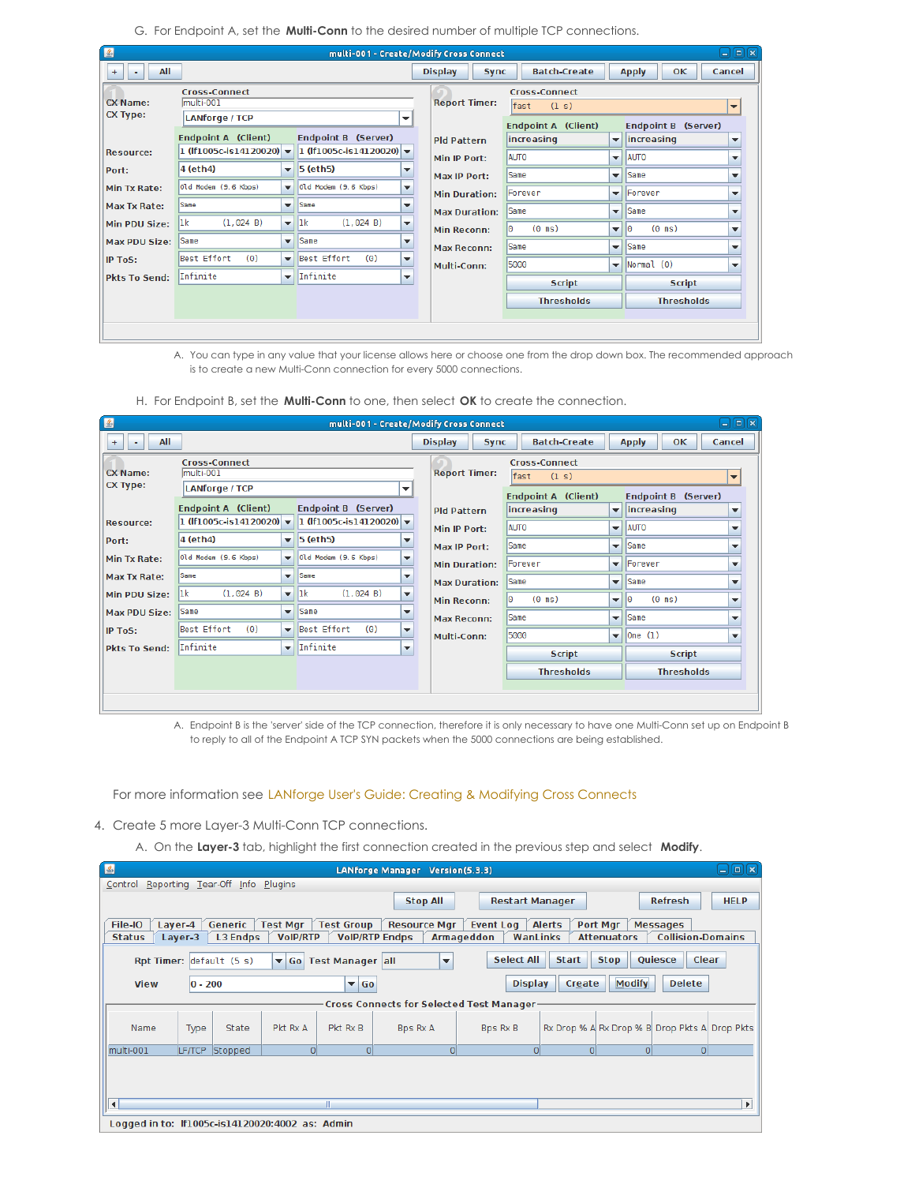G. For Endpoint A, set the **Multi-Conn** to the desired number of multiple TCP connections.

A. You can type in any value that your license allows here or choose one from the drop down box. The recommended approach is to create a new Multi-Conn connection for every 5000 connections.

H. For Endpoint B, set the **Multi-Conn** to one, then select **OK** to create the connection.

A. Endpoint B is the 'server' side of the TCP connection, therefore it is only necessary to have one Multi-Conn set up on Endpoint B to reply to all of the Endpoint A TCP SYN packets when the 5000 connections are being established.

For more information see LANforge User's Guide: Creating & Modifying Cross Connects

4. Create 5 more Layer-3 Multi-Conn TCP connections.

   A. On the **Layer-3** tab, highlight the first connection created in the previous step and select **Modify**.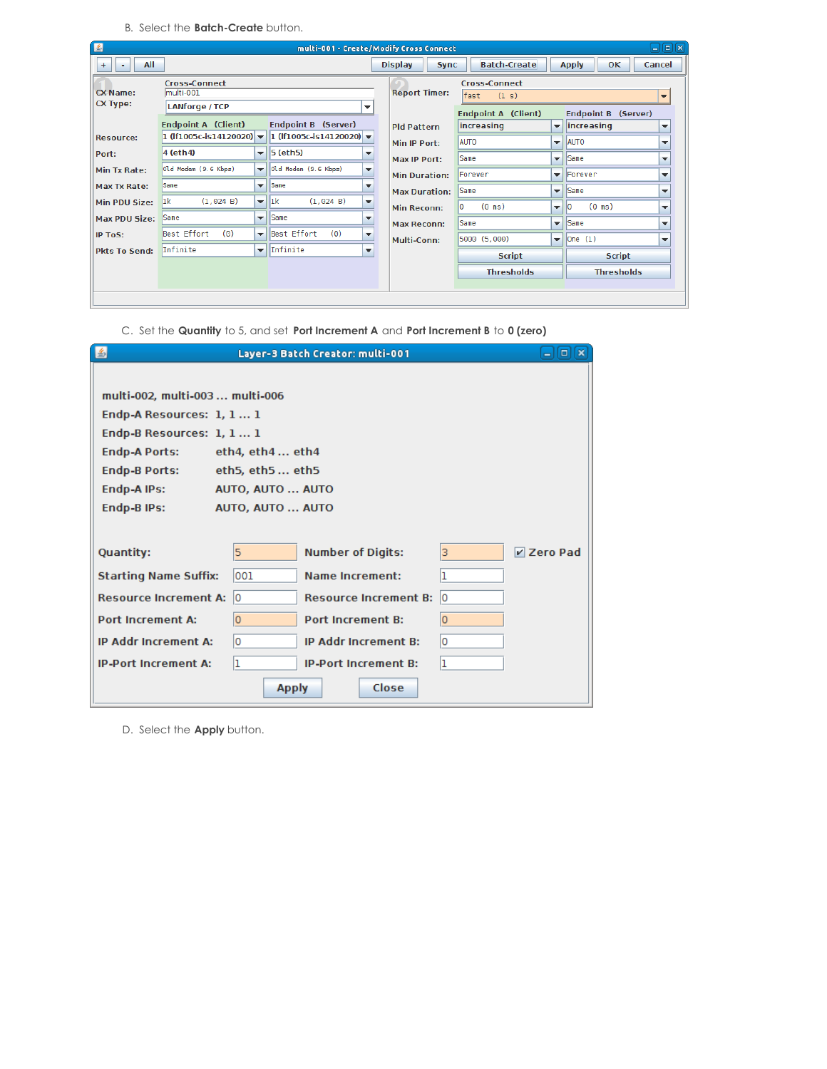B. Select the **Batch-Create** button.

C. Set the **Quantity** to 5, and set **Port Increment A** and **Port Increment B** to **0 (zero)**

D. Select the **Apply** button.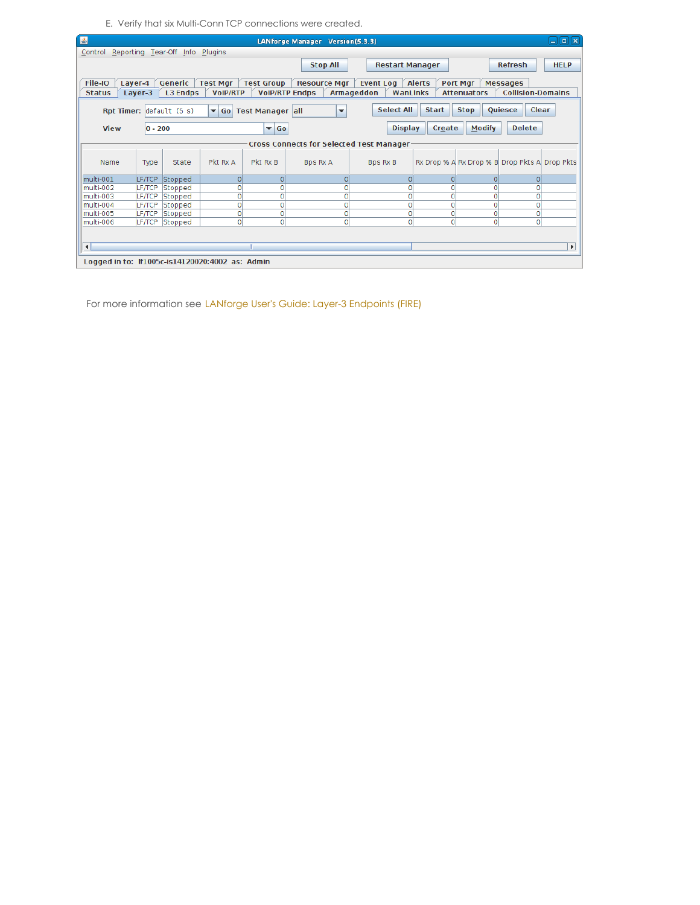E. Verify that six Multi-Conn TCP connections were created.

| Name | Type | State | Pkt Rx A | Pkt Rx B | Bps Rx A | Bps Rx B | Rx Drop % A | Rx Drop % B | Drop Pkts A | Drop Pkts |
|---|---|---|---|---|---|---|---|---|---|---|
| multi-001 | LF/TCP | Stopped | 0 | 0 | 0 | 0 | 0 | 0 | 0 | |
| multi-002 | LF/TCP | Stopped | 0 | 0 | 0 | 0 | 0 | 0 | 0 | |
| multi-003 | LF/TCP | Stopped | 0 | 0 | 0 | 0 | 0 | 0 | 0 | |
| multi-004 | LF/TCP | Stopped | 0 | 0 | 0 | 0 | 0 | 0 | 0 | |
| multi-005 | LF/TCP | Stopped | 0 | 0 | 0 | 0 | 0 | 0 | 0 | |
| multi-006 | LF/TCP | Stopped | 0 | 0 | 0 | 0 | 0 | 0 | 0 | |

For more information see LANforge User's Guide: Layer-3 Endpoints (FIRE)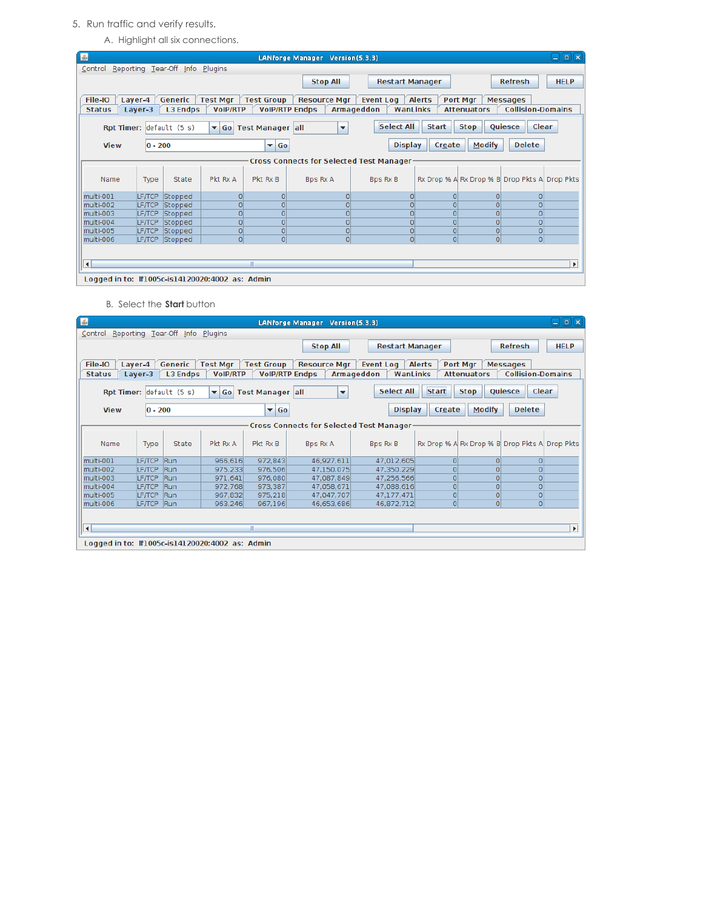5. Run traffic and verify results.

   A. Highlight all six connections.

LANforge Manager Version(5.3.3)

Control Reporting Tear-Off Info Plugins

Stop All | Restart Manager | Refresh | HELP

File-IO | Layer-4 | Generic | Test Mgr | Test Group | Resource Mgr | Event Log | Alerts | Port Mgr | Messages
Status | Layer-3 | L3 Endps | VoIP/RTP | VoIP/RTP Endps | Armageddon | WanLinks | Attenuators | Collision-Domains

Rpt Timer: default (5 s) Go Test Manager all | Select All | Start | Stop | Quiesce | Clear

View 0 - 200 Go | Display | Create | Modify | Delete

Cross Connects for Selected Test Manager

| Name | Type | State | Pkt Rx A | Pkt Rx B | Bps Rx A | Bps Rx B | Rx Drop % A | Rx Drop % B | Drop Pkts A | Drop Pkts |
|---|---|---|---|---|---|---|---|---|---|---|
| multi-001 | LF/TCP | Stopped | 0 | 0 | 0 | 0 | 0 | 0 | 0 | |
| multi-002 | LF/TCP | Stopped | 0 | 0 | 0 | 0 | 0 | 0 | 0 | |
| multi-003 | LF/TCP | Stopped | 0 | 0 | 0 | 0 | 0 | 0 | 0 | |
| multi-004 | LF/TCP | Stopped | 0 | 0 | 0 | 0 | 0 | 0 | 0 | |
| multi-005 | LF/TCP | Stopped | 0 | 0 | 0 | 0 | 0 | 0 | 0 | |
| multi-006 | LF/TCP | Stopped | 0 | 0 | 0 | 0 | 0 | 0 | 0 | |

Logged in to: lf1005c-is14120020:4002 as: Admin

   B. Select the **Start** button

LANforge Manager Version(5.3.3)

Control Reporting Tear-Off Info Plugins

Stop All | Restart Manager | Refresh | HELP

File-IO | Layer-4 | Generic | Test Mgr | Test Group | Resource Mgr | Event Log | Alerts | Port Mgr | Messages
Status | Layer-3 | L3 Endps | VoIP/RTP | VoIP/RTP Endps | Armageddon | WanLinks | Attenuators | Collision-Domains

Rpt Timer: default (5 s) Go Test Manager all | Select All | Start | Stop | Quiesce | Clear

View 0 - 200 Go | Display | Create | Modify | Delete

Cross Connects for Selected Test Manager

| Name | Type | State | Pkt Rx A | Pkt Rx B | Bps Rx A | Bps Rx B | Rx Drop % A | Rx Drop % B | Drop Pkts A | Drop Pkts |
|---|---|---|---|---|---|---|---|---|---|---|
| multi-001 | LF/TCP | Run | 966,616 | 972,843 | 46,927,611 | 47,012,605 | 0 | 0 | 0 | |
| multi-002 | LF/TCP | Run | 975,233 | 976,506 | 47,150,075 | 47,350,229 | 0 | 0 | 0 | |
| multi-003 | LF/TCP | Run | 971,641 | 976,080 | 47,087,849 | 47,256,566 | 0 | 0 | 0 | |
| multi-004 | LF/TCP | Run | 972,768 | 973,387 | 47,058,671 | 47,088,616 | 0 | 0 | 0 | |
| multi-005 | LF/TCP | Run | 967,832 | 975,218 | 47,047,707 | 47,177,471 | 0 | 0 | 0 | |
| multi-006 | LF/TCP | Run | 963,246 | 967,196 | 46,653,686 | 46,872,712 | 0 | 0 | 0 | |

Logged in to: lf1005c-is14120020:4002 as: Admin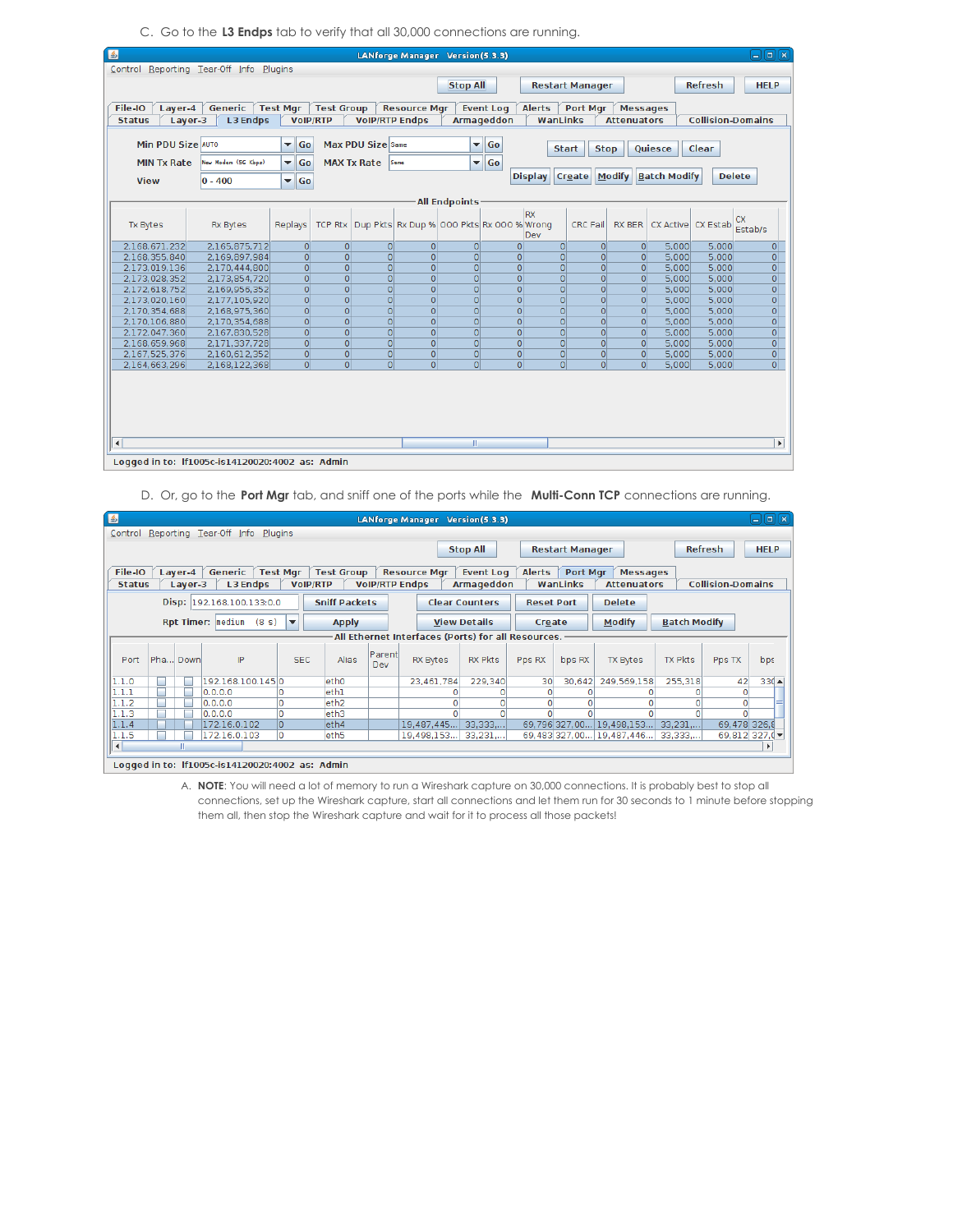C. Go to the **L3 Endps** tab to verify that all 30,000 connections are running.

LANforge Manager Version(5.3.3)

Control Reporting Tear-Off Info Plugins

Stop All | Restart Manager | Refresh | HELP

File-IO | Layer-4 | Generic | Test Mgr | Test Group | Resource Mgr | Event Log | Alerts | Port Mgr | Messages
Status | Layer-3 | L3 Endps | VoIP/RTP | VoIP/RTP Endps | Armageddon | WanLinks | Attenuators | Collision-Domains

Min PDU Size AUTO Go | Max PDU Size Same Go | Start | Stop | Quiesce | Clear
MIN Tx Rate New Modem (56 Kbps) Go | MAX Tx Rate Same Go | Display | Create | Modify | Batch Modify | Delete
View 0 - 400 Go

All Endpoints

| Tx Bytes | Rx Bytes | Replays | TCP Rtx | Dup Pkts | Rx Dup % | OOO Pkts | Rx OOO % | RX Wrong Dev | CRC Fail | RX BER | CX Active | CX Estab | CX Estab/s |
|---|---|---|---|---|---|---|---|---|---|---|---|---|---|
| 2,168,671,232 | 2,165,875,712 | 0 | 0 | 0 | 0 | 0 | 0 | 0 | 0 | 0 | 5,000 | 5,000 | 0 |
| 2,168,355,840 | 2,169,897,984 | 0 | 0 | 0 | 0 | 0 | 0 | 0 | 0 | 0 | 5,000 | 5,000 | 0 |
| 2,173,019,136 | 2,170,444,800 | 0 | 0 | 0 | 0 | 0 | 0 | 0 | 0 | 0 | 5,000 | 5,000 | 0 |
| 2,173,028,352 | 2,173,854,720 | 0 | 0 | 0 | 0 | 0 | 0 | 0 | 0 | 0 | 5,000 | 5,000 | 0 |
| 2,172,618,752 | 2,169,956,352 | 0 | 0 | 0 | 0 | 0 | 0 | 0 | 0 | 0 | 5,000 | 5,000 | 0 |
| 2,173,020,160 | 2,177,105,920 | 0 | 0 | 0 | 0 | 0 | 0 | 0 | 0 | 0 | 5,000 | 5,000 | 0 |
| 2,170,354,688 | 2,168,975,360 | 0 | 0 | 0 | 0 | 0 | 0 | 0 | 0 | 0 | 5,000 | 5,000 | 0 |
| 2,170,106,880 | 2,170,354,688 | 0 | 0 | 0 | 0 | 0 | 0 | 0 | 0 | 0 | 5,000 | 5,000 | 0 |
| 2,172,047,360 | 2,167,830,528 | 0 | 0 | 0 | 0 | 0 | 0 | 0 | 0 | 0 | 5,000 | 5,000 | 0 |
| 2,168,659,968 | 2,171,337,728 | 0 | 0 | 0 | 0 | 0 | 0 | 0 | 0 | 0 | 5,000 | 5,000 | 0 |
| 2,167,525,376 | 2,160,612,352 | 0 | 0 | 0 | 0 | 0 | 0 | 0 | 0 | 0 | 5,000 | 5,000 | 0 |
| 2,164,663,296 | 2,168,122,368 | 0 | 0 | 0 | 0 | 0 | 0 | 0 | 0 | 0 | 5,000 | 5,000 | 0 |

Logged in to: lf1005c-is14120020:4002 as: Admin

D. Or, go to the **Port Mgr** tab, and sniff one of the ports while the **Multi-Conn TCP** connections are running.

LANforge Manager Version(5.3.3)

Control Reporting Tear-Off Info Plugins

Stop All | Restart Manager | Refresh | HELP

File-IO | Layer-4 | Generic | Test Mgr | Test Group | Resource Mgr | Event Log | Alerts | Port Mgr | Messages
Status | Layer-3 | L3 Endps | VoIP/RTP | VoIP/RTP Endps | Armageddon | WanLinks | Attenuators | Collision-Domains

Disp: 192.168.100.133:0.0 | Sniff Packets | Clear Counters | Reset Port | Delete
Rpt Timer: medium (8 s) | Apply | View Details | Create | Modify | Batch Modify

All Ethernet Interfaces (Ports) for all Resources.

| Port | Pha... | Down | IP | SEC | Alias | Parent Dev | RX Bytes | RX Pkts | Pps RX | bps RX | TX Bytes | TX Pkts | Pps TX | bps |
|---|---|---|---|---|---|---|---|---|---|---|---|---|---|---|
| 1.1.0 | | | 192.168.100.145 | 0 | eth0 | | 23,461,784 | 229,340 | 30 | 30,642 | 249,569,158 | 255,318 | 42 | 330 |
| 1.1.1 | | | 0.0.0.0 | 0 | eth1 | | 0 | 0 | 0 | 0 | 0 | 0 | 0 | |
| 1.1.2 | | | 0.0.0.0 | 0 | eth2 | | 0 | 0 | 0 | 0 | 0 | 0 | 0 | |
| 1.1.3 | | | 0.0.0.0 | 0 | eth3 | | 0 | 0 | 0 | 0 | 0 | 0 | 0 | |
| 1.1.4 | | | 172.16.0.102 | 0 | eth4 | | 19,487,445... | 33,333,... | 69,796 | 327,00... | 19,498,153... | 33,231,... | 69,478 | 326,6 |
| 1.1.5 | | | 172.16.0.103 | 0 | eth5 | | 19,498,153... | 33,231,... | 69,483 | 327,00... | 19,487,446... | 33,333,... | 69,812 | 327,0 |

Logged in to: lf1005c-is14120020:4002 as: Admin

A. **NOTE**: You will need a lot of memory to run a Wireshark capture on 30,000 connections. It is probably best to stop all connections, set up the Wireshark capture, start all connections and let them run for 30 seconds to 1 minute before stopping them all, then stop the Wireshark capture and wait for it to process all those packets!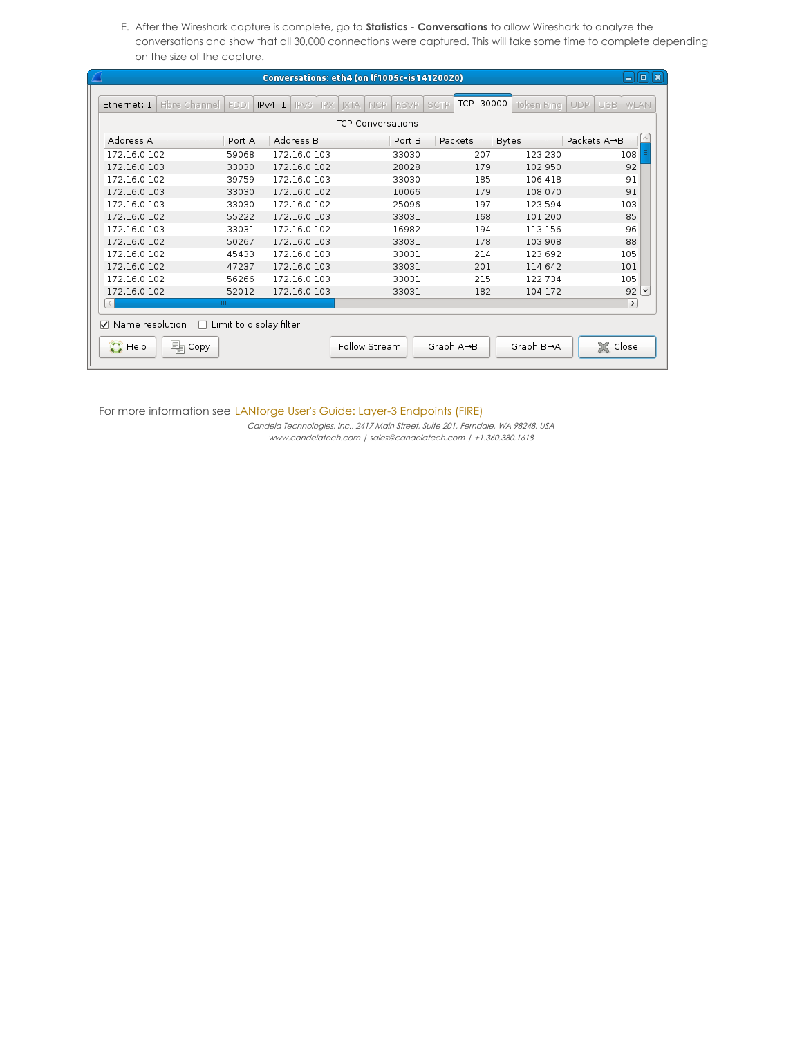E. After the Wireshark capture is complete, go to **Statistics - Conversations** to allow Wireshark to analyze the conversations and show that all 30,000 connections were captured. This will take some time to complete depending on the size of the capture.

Conversations: eth4 (on lf1005c-is14120020)

Ethernet: 1 | Fibre Channel | FDDI | IPv4: 1 | IPv6 | IPX | JXTA | NCP | RSVP | SCTP | TCP: 30000 | Token Ring | UDP | USB | WLAN

TCP Conversations

| Address A | Port A | Address B | Port B | Packets | Bytes | Packets A→B |
|---|---|---|---|---|---|---|
| 172.16.0.102 | 59068 | 172.16.0.103 | 33030 | 207 | 123 230 | 108 |
| 172.16.0.103 | 33030 | 172.16.0.102 | 28028 | 179 | 102 950 | 92 |
| 172.16.0.102 | 39759 | 172.16.0.103 | 33030 | 185 | 106 418 | 91 |
| 172.16.0.103 | 33030 | 172.16.0.102 | 10066 | 179 | 108 070 | 91 |
| 172.16.0.103 | 33030 | 172.16.0.102 | 25096 | 197 | 123 594 | 103 |
| 172.16.0.102 | 55222 | 172.16.0.103 | 33031 | 168 | 101 200 | 85 |
| 172.16.0.103 | 33031 | 172.16.0.102 | 16982 | 194 | 113 156 | 96 |
| 172.16.0.102 | 50267 | 172.16.0.103 | 33031 | 178 | 103 908 | 88 |
| 172.16.0.102 | 45433 | 172.16.0.103 | 33031 | 214 | 123 692 | 105 |
| 172.16.0.102 | 47237 | 172.16.0.103 | 33031 | 201 | 114 642 | 101 |
| 172.16.0.102 | 56266 | 172.16.0.103 | 33031 | 215 | 122 734 | 105 |
| 172.16.0.102 | 52012 | 172.16.0.103 | 33031 | 182 | 104 172 | 92 |

☑ Name resolution ☐ Limit to display filter

Help | Copy | Follow Stream | Graph A→B | Graph B→A | Close

For more information see LANforge User's Guide: Layer-3 Endpoints (FIRE)

*Candela Technologies, Inc., 2417 Main Street, Suite 201, Ferndale, WA 98248, USA*
*www.candelatech.com | sales@candelatech.com | +1.360.380.1618*